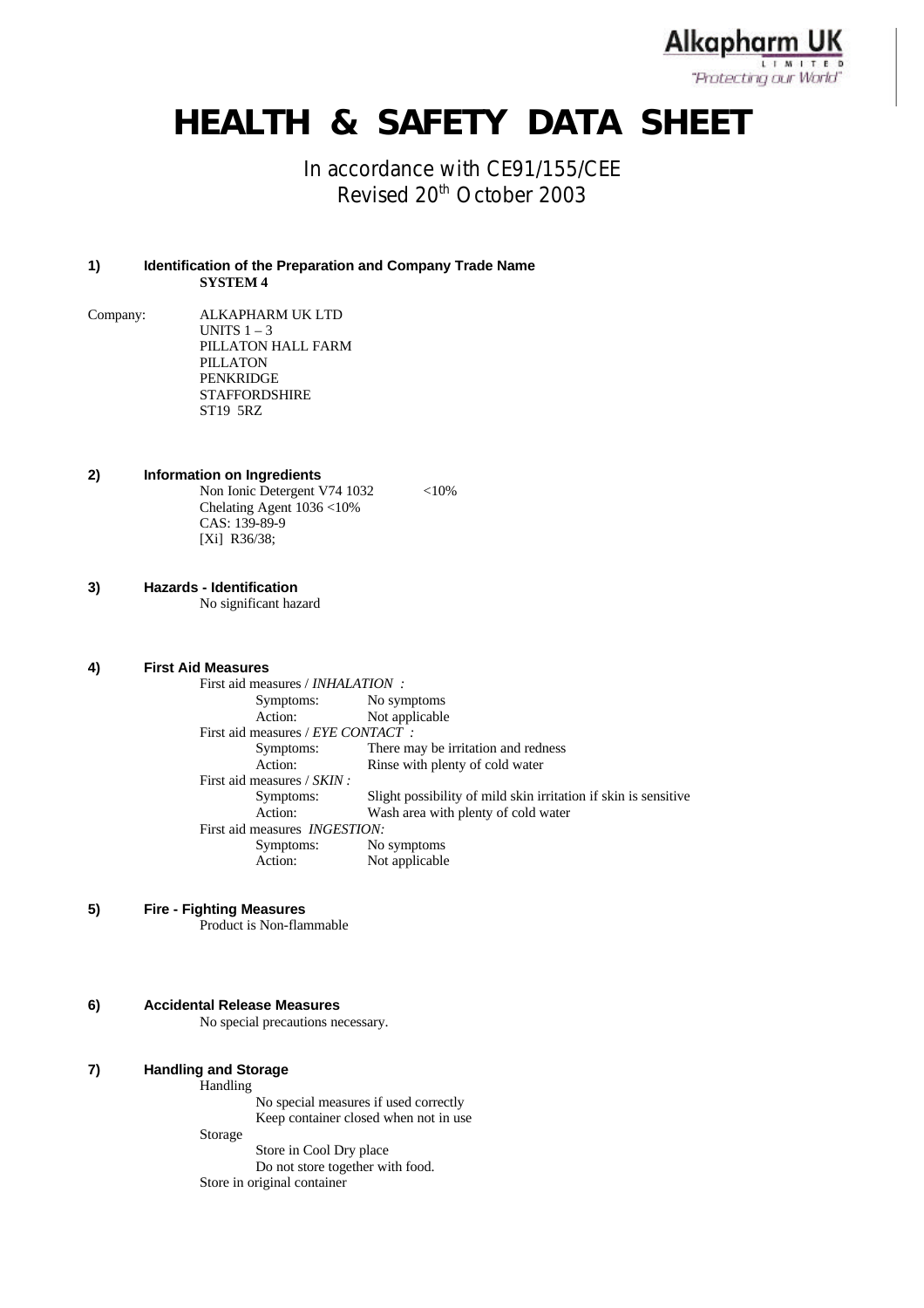Alkapharm UK LIMITED "Protecting our World"

# HEALTH & SAFETY DATA SHEET

In accordance with CE91/155/CEE
Revised 20th October 2003

## 1) Identification of the Preparation and Company Trade Name

**SYSTEM 4**

Company: ALKAPHARM UK LTD
UNITS 1 – 3
PILLATON HALL FARM
PILLATON
PENKRIDGE
STAFFORDSHIRE
ST19 5RZ

## 2) Information on Ingredients

Non Ionic Detergent V74 1032 <10%
Chelating Agent 1036 <10%
CAS: 139-89-9
[Xi] R36/38;

## 3) Hazards - Identification

No significant hazard

## 4) First Aid Measures

First aid measures / *INHALATION :*

| | |
|---|---|
| Symptoms: | No symptoms |
| Action: | Not applicable |

First aid measures / *EYE CONTACT :*

| | |
|---|---|
| Symptoms: | There may be irritation and redness |
| Action: | Rinse with plenty of cold water |

First aid measures / *SKIN :*

| | |
|---|---|
| Symptoms: | Slight possibility of mild skin irritation if skin is sensitive |
| Action: | Wash area with plenty of cold water |

First aid measures *INGESTION:*

| | |
|---|---|
| Symptoms: | No symptoms |
| Action: | Not applicable |

## 5) Fire - Fighting Measures

Product is Non-flammable

## 6) Accidental Release Measures

No special precautions necessary.

## 7) Handling and Storage

Handling
- No special measures if used correctly
- Keep container closed when not in use

Storage
- Store in Cool Dry place
- Do not store together with food.

Store in original container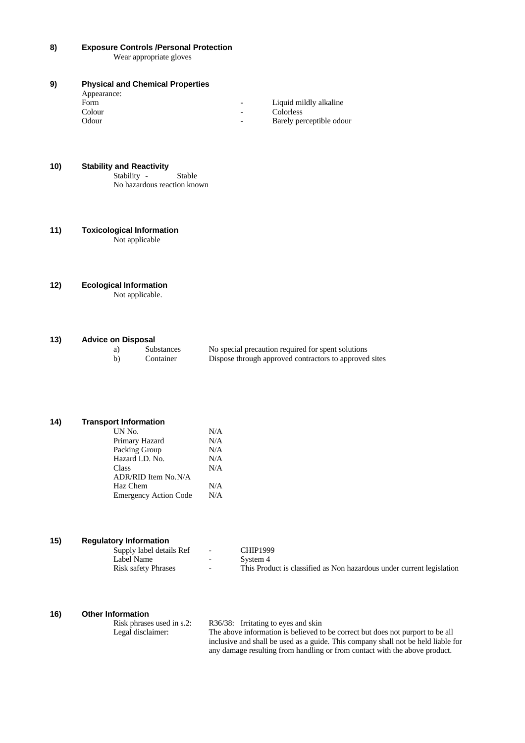## 8) Exposure Controls /Personal Protection

Wear appropriate gloves

## 9) Physical and Chemical Properties

Appearance:

| | | |
|---|---|---|
| Form | - | Liquid mildly alkaline |
| Colour | - | Colorless |
| Odour | - | Barely perceptible odour |

## 10) Stability and Reactivity

Stability - Stable

No hazardous reaction known

## 11) Toxicological Information

Not applicable

## 12) Ecological Information

Not applicable.

## 13) Advice on Disposal

| | | |
|---|---|---|
| a) | Substances | No special precaution required for spent solutions |
| b) | Container | Dispose through approved contractors to approved sites |

## 14) Transport Information

| | |
|---|---|
| UN No. | N/A |
| Primary Hazard | N/A |
| Packing Group | N/A |
| Hazard I.D. No. | N/A |
| Class | N/A |
| ADR/RID Item No. | N/A |
| Haz Chem | N/A |
| Emergency Action Code | N/A |

## 15) Regulatory Information

| | | |
|---|---|---|
| Supply label details Ref | - | CHIP1999 |
| Label Name | - | System 4 |
| Risk safety Phrases | - | This Product is classified as Non hazardous under current legislation |

## 16) Other Information

| | |
|---|---|
| Risk phrases used in s.2: | R36/38: Irritating to eyes and skin |
| Legal disclaimer: | The above information is believed to be correct but does not purport to be all inclusive and shall be used as a guide. This company shall not be held liable for any damage resulting from handling or from contact with the above product. |